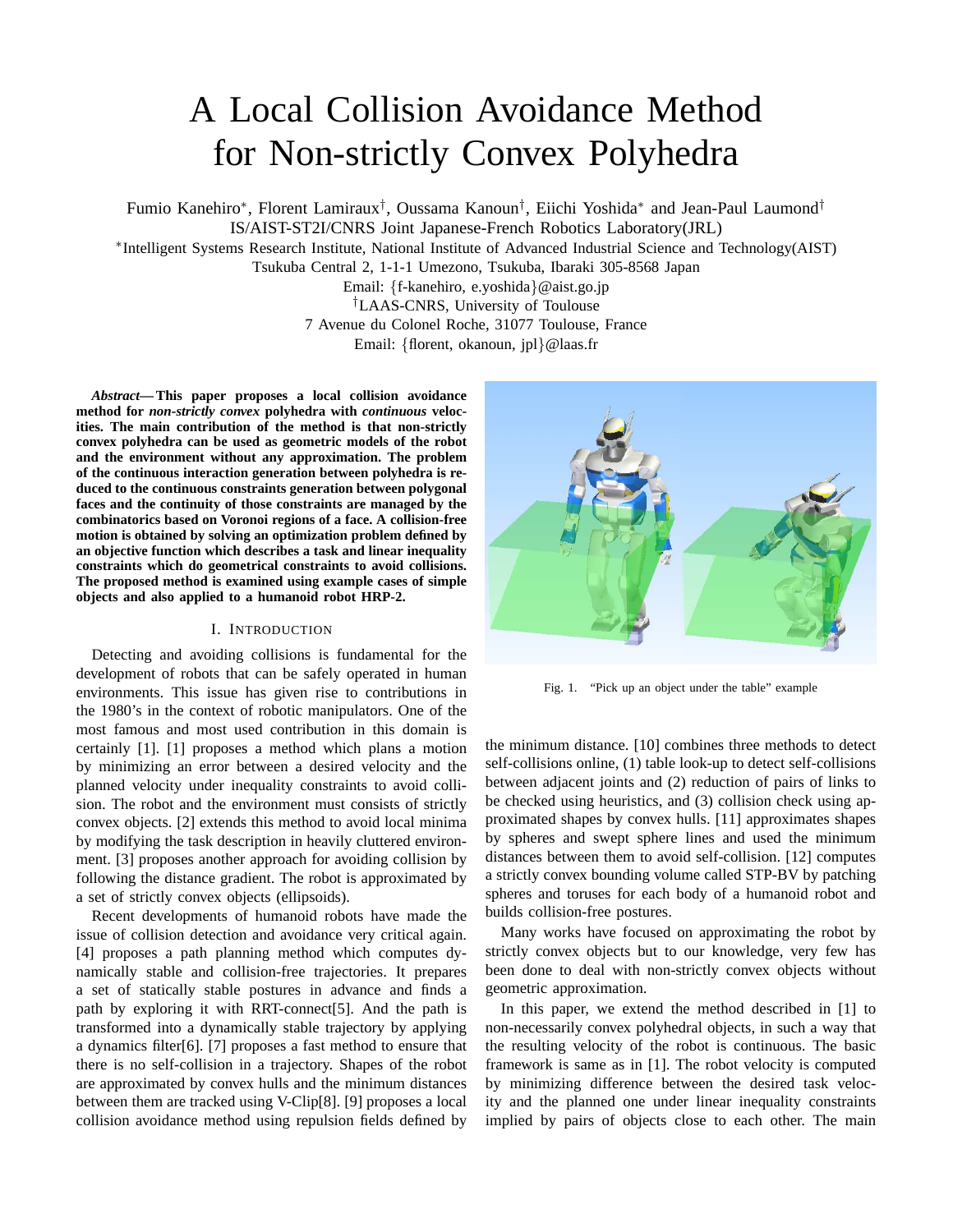# A Local Collision Avoidance Method for Non-strictly Convex Polyhedra

Fumio Kanehiro[*], Florent Lamiraux[†], Oussama Kanoun[†], Eiichi Yoshida[*] and Jean-Paul Laumond[†]

IS/AIST-ST2I/CNRS Joint Japanese-French Robotics Laboratory(JRL)

[*]Intelligent Systems Research Institute, National Institute of Advanced Industrial Science and Technology(AIST)

Tsukuba Central 2, 1-1-1 Umezono, Tsukuba, Ibaraki 305-8568 Japan

Email: {f-kanehiro, e.yoshida}@aist.go.jp

[†]LAAS-CNRS, University of Toulouse

7 Avenue du Colonel Roche, 31077 Toulouse, France

Email: {florent, okanoun, jpl}@laas.fr

***Abstract*— This paper proposes a local collision avoidance method for *non-strictly convex* polyhedra with *continuous* velocities. The main contribution of the method is that non-strictly convex polyhedra can be used as geometric models of the robot and the environment without any approximation. The problem of the continuous interaction generation between polyhedra is reduced to the continuous constraints generation between polygonal faces and the continuity of those constraints are managed by the combinatorics based on Voronoi regions of a face. A collision-free motion is obtained by solving an optimization problem defined by an objective function which describes a task and linear inequality constraints which do geometrical constraints to avoid collisions. The proposed method is examined using example cases of simple objects and also applied to a humanoid robot HRP-2.**

## I. Introduction

Detecting and avoiding collisions is fundamental for the development of robots that can be safely operated in human environments. This issue has given rise to contributions in the 1980's in the context of robotic manipulators. One of the most famous and most used contribution in this domain is certainly [1]. [1] proposes a method which plans a motion by minimizing an error between a desired velocity and the planned velocity under inequality constraints to avoid collision. The robot and the environment must consists of strictly convex objects. [2] extends this method to avoid local minima by modifying the task description in heavily cluttered environment. [3] proposes another approach for avoiding collision by following the distance gradient. The robot is approximated by a set of strictly convex objects (ellipsoids).

Recent developments of humanoid robots have made the issue of collision detection and avoidance very critical again. [4] proposes a path planning method which computes dynamically stable and collision-free trajectories. It prepares a set of statically stable postures in advance and finds a path by exploring it with RRT-connect[5]. And the path is transformed into a dynamically stable trajectory by applying a dynamics filter[6]. [7] proposes a fast method to ensure that there is no self-collision in a trajectory. Shapes of the robot are approximated by convex hulls and the minimum distances between them are tracked using V-Clip[8]. [9] proposes a local collision avoidance method using repulsion fields defined by the minimum distance. [10] combines three methods to detect self-collisions online, (1) table look-up to detect self-collisions between adjacent joints and (2) reduction of pairs of links to be checked using heuristics, and (3) collision check using approximated shapes by convex hulls. [11] approximates shapes by spheres and swept sphere lines and used the minimum distances between them to avoid self-collision. [12] computes a strictly convex bounding volume called STP-BV by patching spheres and toruses for each body of a humanoid robot and builds collision-free postures.

Fig. 1. "Pick up an object under the table" example

Many works have focused on approximating the robot by strictly convex objects but to our knowledge, very few has been done to deal with non-strictly convex objects without geometric approximation.

In this paper, we extend the method described in [1] to non-necessarily convex polyhedral objects, in such a way that the resulting velocity of the robot is continuous. The basic framework is same as in [1]. The robot velocity is computed by minimizing difference between the desired task velocity and the planned one under linear inequality constraints implied by pairs of objects close to each other. The main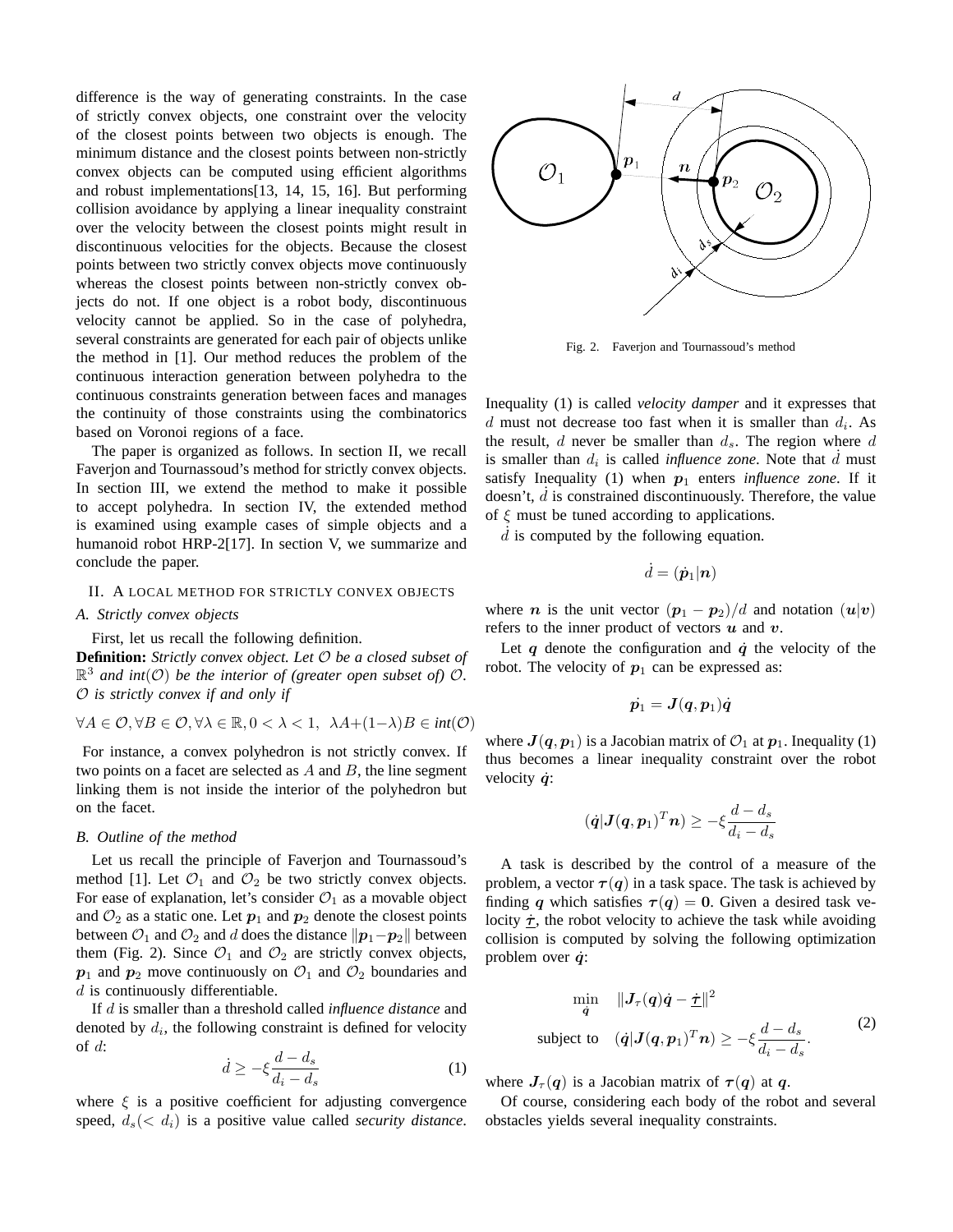difference is the way of generating constraints. In the case of strictly convex objects, one constraint over the velocity of the closest points between two objects is enough. The minimum distance and the closest points between non-strictly convex objects can be computed using efficient algorithms and robust implementations[13, 14, 15, 16]. But performing collision avoidance by applying a linear inequality constraint over the velocity between the closest points might result in discontinuous velocities for the objects. Because the closest points between two strictly convex objects move continuously whereas the closest points between non-strictly convex objects do not. If one object is a robot body, discontinuous velocity cannot be applied. So in the case of polyhedra, several constraints are generated for each pair of objects unlike the method in [1]. Our method reduces the problem of the continuous interaction generation between polyhedra to the continuous constraints generation between faces and manages the continuity of those constraints using the combinatorics based on Voronoi regions of a face.

The paper is organized as follows. In section II, we recall Faverjon and Tournassoud's method for strictly convex objects. In section III, we extend the method to make it possible to accept polyhedra. In section IV, the extended method is examined using example cases of simple objects and a humanoid robot HRP-2[17]. In section V, we summarize and conclude the paper.

## II. A LOCAL METHOD FOR STRICTLY CONVEX OBJECTS

### A. Strictly convex objects

First, let us recall the following definition.

**Definition:** *Strictly convex object. Let $\mathcal{O}$ be a closed subset of $\mathbb{R}^3$ and int($\mathcal{O}$) be the interior of (greater open subset of) $\mathcal{O}$. $\mathcal{O}$ is strictly convex if and only if*

$$\forall A \in \mathcal{O}, \forall B \in \mathcal{O}, \forall \lambda \in \mathbb{R}, 0 < \lambda < 1, \ \lambda A + (1-\lambda) B \in \textit{int}(\mathcal{O})$$

For instance, a convex polyhedron is not strictly convex. If two points on a facet are selected as $A$ and $B$, the line segment linking them is not inside the interior of the polyhedron but on the facet.

### B. Outline of the method

Let us recall the principle of Faverjon and Tournassoud's method [1]. Let $\mathcal{O}_1$ and $\mathcal{O}_2$ be two strictly convex objects. For ease of explanation, let's consider $\mathcal{O}_1$ as a movable object and $\mathcal{O}_2$ as a static one. Let $\boldsymbol{p}_1$ and $\boldsymbol{p}_2$ denote the closest points between $\mathcal{O}_1$ and $\mathcal{O}_2$ and $d$ does the distance $\|\boldsymbol{p}_1 - \boldsymbol{p}_2\|$ between them (Fig. 2). Since $\mathcal{O}_1$ and $\mathcal{O}_2$ are strictly convex objects, $\boldsymbol{p}_1$ and $\boldsymbol{p}_2$ move continuously on $\mathcal{O}_1$ and $\mathcal{O}_2$ boundaries and $d$ is continuously differentiable.

If $d$ is smaller than a threshold called *influence distance* and denoted by $d_i$, the following constraint is defined for velocity of $d$:

$$\dot{d} \geq -\xi \frac{d - d_s}{d_i - d_s} \tag{1}$$

where $\xi$ is a positive coefficient for adjusting convergence speed, $d_s (< d_i)$ is a positive value called *security distance*.

Fig. 2. Faverjon and Tournassoud's method

Inequality (1) is called *velocity damper* and it expresses that $d$ must not decrease too fast when it is smaller than $d_i$. As the result, $d$ never be smaller than $d_s$. The region where $d$ is smaller than $d_i$ is called *influence zone*. Note that $\dot{d}$ must satisfy Inequality (1) when $\boldsymbol{p}_1$ enters *influence zone*. If it doesn't, $\dot{d}$ is constrained discontinuously. Therefore, the value of $\xi$ must be tuned according to applications.

$\dot{d}$ is computed by the following equation.

$$\dot{d} = (\dot{\boldsymbol{p}}_1 | \boldsymbol{n})$$

where $\boldsymbol{n}$ is the unit vector $(\boldsymbol{p}_1 - \boldsymbol{p}_2)/d$ and notation $(\boldsymbol{u}|\boldsymbol{v})$ refers to the inner product of vectors $\boldsymbol{u}$ and $\boldsymbol{v}$.

Let $\boldsymbol{q}$ denote the configuration and $\dot{\boldsymbol{q}}$ the velocity of the robot. The velocity of $\boldsymbol{p}_1$ can be expressed as:

$$\dot{\boldsymbol{p}_1} = \boldsymbol{J}(\boldsymbol{q}, \boldsymbol{p}_1)\dot{\boldsymbol{q}}$$

where $\boldsymbol{J}(\boldsymbol{q}, \boldsymbol{p}_1)$ is a Jacobian matrix of $\mathcal{O}_1$ at $\boldsymbol{p}_1$. Inequality (1) thus becomes a linear inequality constraint over the robot velocity $\dot{\boldsymbol{q}}$:

$$(\dot{\boldsymbol{q}} | \boldsymbol{J}(\boldsymbol{q}, \boldsymbol{p}_1)^T \boldsymbol{n}) \geq -\xi \frac{d - d_s}{d_i - d_s}$$

A task is described by the control of a measure of the problem, a vector $\boldsymbol{\tau}(\boldsymbol{q})$ in a task space. The task is achieved by finding $\boldsymbol{q}$ which satisfies $\boldsymbol{\tau}(\boldsymbol{q}) = \boldsymbol{0}$. Given a desired task velocity $\underline{\dot{\boldsymbol{\tau}}}$, the robot velocity to achieve the task while avoiding collision is computed by solving the following optimization problem over $\dot{\boldsymbol{q}}$:

$$\begin{aligned} \min_{\dot{\boldsymbol{q}}} \quad & \|\boldsymbol{J}_\tau(\boldsymbol{q})\dot{\boldsymbol{q}} - \underline{\dot{\boldsymbol{\tau}}}\|^2 \\ \text{subject to} \quad & (\dot{\boldsymbol{q}} | \boldsymbol{J}(\boldsymbol{q}, \boldsymbol{p}_1)^T \boldsymbol{n}) \geq -\xi \frac{d - d_s}{d_i - d_s}. \end{aligned} \tag{2}$$

where $\boldsymbol{J}_\tau(\boldsymbol{q})$ is a Jacobian matrix of $\boldsymbol{\tau}(\boldsymbol{q})$ at $\boldsymbol{q}$.

Of course, considering each body of the robot and several obstacles yields several inequality constraints.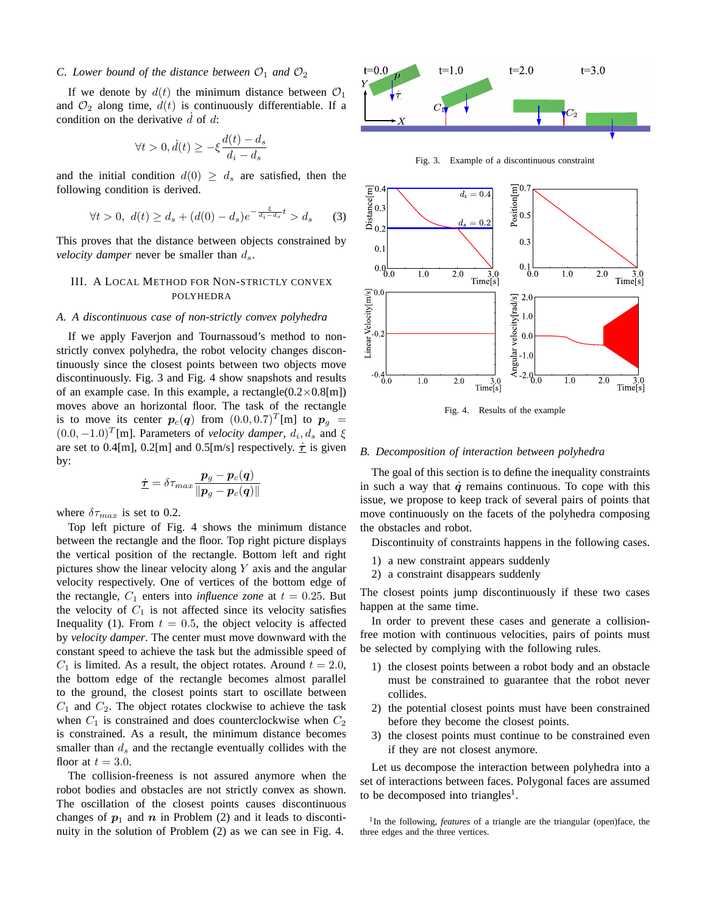### C. Lower bound of the distance between $\mathcal{O}_1$ and $\mathcal{O}_2$

If we denote by $d(t)$ the minimum distance between $\mathcal{O}_1$ and $\mathcal{O}_2$ along time, $d(t)$ is continuously differentiable. If a condition on the derivative $\dot{d}$ of $d$:

$$\forall t > 0, \dot{d}(t) \geq -\xi \frac{d(t) - d_s}{d_i - d_s}$$

and the initial condition $d(0) \geq d_s$ are satisfied, then the following condition is derived.

$$\forall t > 0, \; d(t) \geq d_s + (d(0) - d_s) e^{-\frac{\xi}{d_i - d_s} t} > d_s \tag{3}$$

This proves that the distance between objects constrained by *velocity damper* never be smaller than $d_s$.

## III. A Local Method for Non-strictly Convex Polyhedra

### A. A discontinuous case of non-strictly convex polyhedra

If we apply Faverjon and Tournassoud's method to non-strictly convex polyhedra, the robot velocity changes discontinuously since the closest points between two objects move discontinuously. Fig. 3 and Fig. 4 show snapshots and results of an example case. In this example, a rectangle($0.2 \times 0.8$[m]) moves above an horizontal floor. The task of the rectangle is to move its center $\boldsymbol{p}_c(\boldsymbol{q})$ from $(0.0, 0.7)^T$[m] to $\boldsymbol{p}_g = (0.0, -1.0)^T$[m]. Parameters of *velocity damper*, $d_i, d_s$ and $\xi$ are set to 0.4[m], 0.2[m] and 0.5[m/s] respectively. $\dot{\underline{\boldsymbol{\tau}}}$ is given by:

$$\dot{\underline{\boldsymbol{\tau}}} = \delta\tau_{max} \frac{\boldsymbol{p}_g - \boldsymbol{p}_c(\boldsymbol{q})}{\|\boldsymbol{p}_g - \boldsymbol{p}_c(\boldsymbol{q})\|}$$

where $\delta\tau_{max}$ is set to 0.2.

Top left picture of Fig. 4 shows the minimum distance between the rectangle and the floor. Top right picture displays the vertical position of the rectangle. Bottom left and right pictures show the linear velocity along $Y$ axis and the angular velocity respectively. One of vertices of the bottom edge of the rectangle, $C_1$ enters into *influence zone* at $t = 0.25$. But the velocity of $C_1$ is not affected since its velocity satisfies Inequality (1). From $t = 0.5$, the object velocity is affected by *velocity damper*. The center must move downward with the constant speed to achieve the task but the admissible speed of $C_1$ is limited. As a result, the object rotates. Around $t = 2.0$, the bottom edge of the rectangle becomes almost parallel to the ground, the closest points start to oscillate between $C_1$ and $C_2$. The object rotates clockwise to achieve the task when $C_1$ is constrained and does counterclockwise when $C_2$ is constrained. As a result, the minimum distance becomes smaller than $d_s$ and the rectangle eventually collides with the floor at $t = 3.0$.

The collision-freeness is not assured anymore when the robot bodies and obstacles are not strictly convex as shown. The oscillation of the closest points causes discontinuous changes of $\boldsymbol{p}_1$ and $\boldsymbol{n}$ in Problem (2) and it leads to discontinuity in the solution of Problem (2) as we can see in Fig. 4.

Fig. 3. Example of a discontinuous constraint

Fig. 4. Results of the example

### B. Decomposition of interaction between polyhedra

The goal of this section is to define the inequality constraints in such a way that $\dot{\boldsymbol{q}}$ remains continuous. To cope with this issue, we propose to keep track of several pairs of points that move continuously on the facets of the polyhedra composing the obstacles and robot.

Discontinuity of constraints happens in the following cases.

1) a new constraint appears suddenly
2) a constraint disappears suddenly

The closest points jump discontinuously if these two cases happen at the same time.

In order to prevent these cases and generate a collision-free motion with continuous velocities, pairs of points must be selected by complying with the following rules.

1) the closest points between a robot body and an obstacle must be constrained to guarantee that the robot never collides.
2) the potential closest points must have been constrained before they become the closest points.
3) the closest points must continue to be constrained even if they are not closest anymore.

Let us decompose the interaction between polyhedra into a set of interactions between faces. Polygonal faces are assumed to be decomposed into triangles[1].

[1] In the following, *features* of a triangle are the triangular (open)face, the three edges and the three vertices.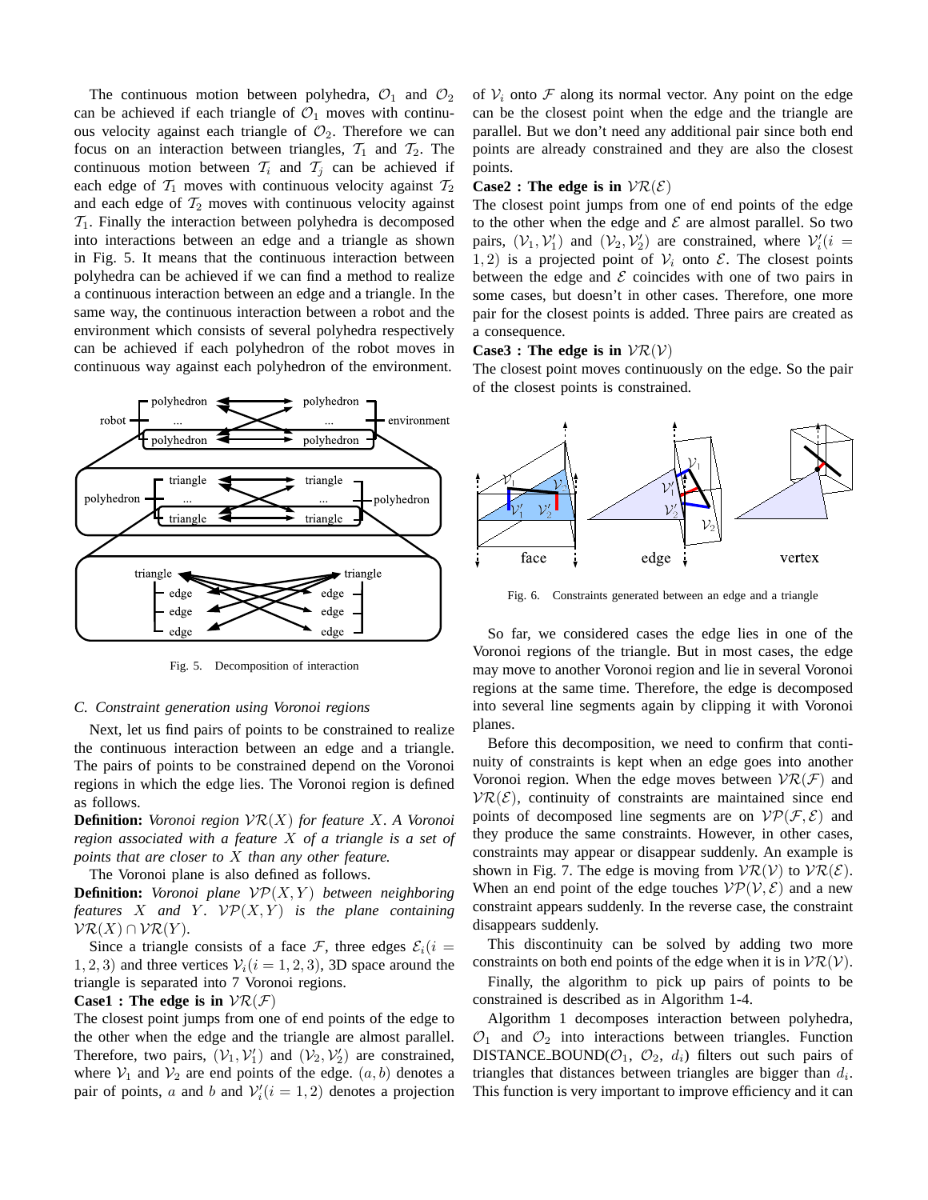The continuous motion between polyhedra, $\mathcal{O}_1$ and $\mathcal{O}_2$ can be achieved if each triangle of $\mathcal{O}_1$ moves with continuous velocity against each triangle of $\mathcal{O}_2$. Therefore we can focus on an interaction between triangles, $\mathcal{T}_1$ and $\mathcal{T}_2$. The continuous motion between $\mathcal{T}_i$ and $\mathcal{T}_j$ can be achieved if each edge of $\mathcal{T}_1$ moves with continuous velocity against $\mathcal{T}_2$ and each edge of $\mathcal{T}_2$ moves with continuous velocity against $\mathcal{T}_1$. Finally the interaction between polyhedra is decomposed into interactions between an edge and a triangle as shown in Fig. 5. It means that the continuous interaction between polyhedra can be achieved if we can find a method to realize a continuous interaction between an edge and a triangle. In the same way, the continuous interaction between a robot and the environment which consists of several polyhedra respectively can be achieved if each polyhedron of the robot moves in continuous way against each polyhedron of the environment.

Fig. 5. Decomposition of interaction

### C. Constraint generation using Voronoi regions

Next, let us find pairs of points to be constrained to realize the continuous interaction between an edge and a triangle. The pairs of points to be constrained depend on the Voronoi regions in which the edge lies. The Voronoi region is defined as follows.

**Definition:** *Voronoi region $\mathcal{VR}(X)$ for feature $X$. A Voronoi region associated with a feature $X$ of a triangle is a set of points that are closer to $X$ than any other feature.*

The Voronoi plane is also defined as follows.

**Definition:** *Voronoi plane $\mathcal{VP}(X, Y)$ between neighboring features $X$ and $Y$. $\mathcal{VP}(X, Y)$ is the plane containing $\mathcal{VR}(X) \cap \mathcal{VR}(Y)$.*

Since a triangle consists of a face $\mathcal{F}$, three edges $\mathcal{E}_i (i = 1, 2, 3)$ and three vertices $\mathcal{V}_i (i = 1, 2, 3)$, 3D space around the triangle is separated into 7 Voronoi regions.

**Case1 : The edge is in $\mathcal{VR}(\mathcal{F})$**

The closest point jumps from one of end points of the edge to the other when the edge and the triangle are almost parallel. Therefore, two pairs, $(\mathcal{V}_1, \mathcal{V}_1')$ and $(\mathcal{V}_2, \mathcal{V}_2')$ are constrained, where $\mathcal{V}_1$ and $\mathcal{V}_2$ are end points of the edge. $(a, b)$ denotes a pair of points, $a$ and $b$ and $\mathcal{V}_i' (i = 1, 2)$ denotes a projection of $\mathcal{V}_i$ onto $\mathcal{F}$ along its normal vector. Any point on the edge can be the closest point when the edge and the triangle are parallel. But we don't need any additional pair since both end points are already constrained and they are also the closest points.

**Case2 : The edge is in $\mathcal{VR}(\mathcal{E})$**

The closest point jumps from one of end points of the edge to the other when the edge and $\mathcal{E}$ are almost parallel. So two pairs, $(\mathcal{V}_1, \mathcal{V}_1')$ and $(\mathcal{V}_2, \mathcal{V}_2')$ are constrained, where $\mathcal{V}_i' (i = 1, 2)$ is a projected point of $\mathcal{V}_i$ onto $\mathcal{E}$. The closest points between the edge and $\mathcal{E}$ coincides with one of two pairs in some cases, but doesn't in other cases. Therefore, one more pair for the closest points is added. Three pairs are created as a consequence.

**Case3 : The edge is in $\mathcal{VR}(\mathcal{V})$**

The closest point moves continuously on the edge. So the pair of the closest points is constrained.

Fig. 6. Constraints generated between an edge and a triangle

So far, we considered cases the edge lies in one of the Voronoi regions of the triangle. But in most cases, the edge may move to another Voronoi region and lie in several Voronoi regions at the same time. Therefore, the edge is decomposed into several line segments again by clipping it with Voronoi planes.

Before this decomposition, we need to confirm that continuity of constraints is kept when an edge goes into another Voronoi region. When the edge moves between $\mathcal{VR}(\mathcal{F})$ and $\mathcal{VR}(\mathcal{E})$, continuity of constraints are maintained since end points of decomposed line segments are on $\mathcal{VP}(\mathcal{F}, \mathcal{E})$ and they produce the same constraints. However, in other cases, constraints may appear or disappear suddenly. An example is shown in Fig. 7. The edge is moving from $\mathcal{VR}(\mathcal{V})$ to $\mathcal{VR}(\mathcal{E})$. When an end point of the edge touches $\mathcal{VP}(\mathcal{V}, \mathcal{E})$ and a new constraint appears suddenly. In the reverse case, the constraint disappears suddenly.

This discontinuity can be solved by adding two more constraints on both end points of the edge when it is in $\mathcal{VR}(\mathcal{V})$.

Finally, the algorithm to pick up pairs of points to be constrained is described as in Algorithm 1-4.

Algorithm 1 decomposes interaction between polyhedra, $\mathcal{O}_1$ and $\mathcal{O}_2$ into interactions between triangles. Function DISTANCE_BOUND($\mathcal{O}_1$, $\mathcal{O}_2$, $d_i$) filters out such pairs of triangles that distances between triangles are bigger than $d_i$. This function is very important to improve efficiency and it can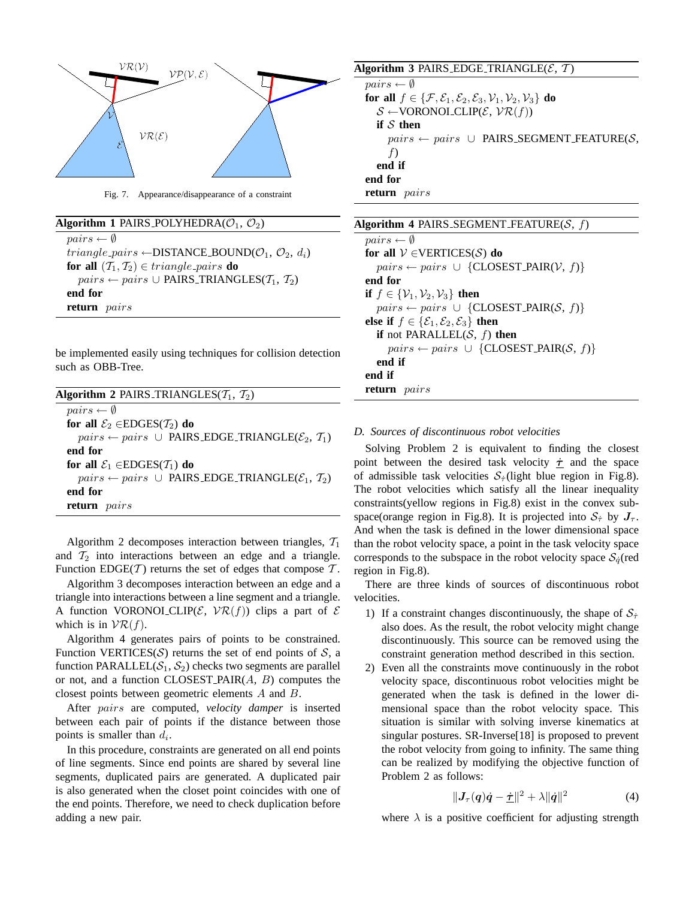Fig. 7. Appearance/disappearance of a constraint

**Algorithm 1** PAIRS_POLYHEDRA($\mathcal{O}_1$, $\mathcal{O}_2$)

```
pairs ← ∅
triangle_pairs ←DISTANCE_BOUND(O_1, O_2, d_i)
for all (T_1, T_2) ∈ triangle_pairs do
    pairs ← pairs ∪ PAIRS_TRIANGLES(T_1, T_2)
end for
return pairs
```

be implemented easily using techniques for collision detection such as OBB-Tree.

**Algorithm 2** PAIRS_TRIANGLES($\mathcal{T}_1$, $\mathcal{T}_2$)

```
pairs ← ∅
for all E_2 ∈EDGES(T_2) do
    pairs ← pairs ∪ PAIRS_EDGE_TRIANGLE(E_2, T_1)
end for
for all E_1 ∈EDGES(T_1) do
    pairs ← pairs ∪ PAIRS_EDGE_TRIANGLE(E_1, T_2)
end for
return pairs
```

Algorithm 2 decomposes interaction between triangles, $\mathcal{T}_1$ and $\mathcal{T}_2$ into interactions between an edge and a triangle. Function EDGE($\mathcal{T}$) returns the set of edges that compose $\mathcal{T}$.

Algorithm 3 decomposes interaction between an edge and a triangle into interactions between a line segment and a triangle. A function VORONOI_CLIP($\mathcal{E}$, $\mathcal{VR}(f)$) clips a part of $\mathcal{E}$ which is in $\mathcal{VR}(f)$.

Algorithm 4 generates pairs of points to be constrained. Function VERTICES($\mathcal{S}$) returns the set of end points of $\mathcal{S}$, a function PARALLEL($\mathcal{S}_1$, $\mathcal{S}_2$) checks two segments are parallel or not, and a function CLOSEST_PAIR($A$, $B$) computes the closest points between geometric elements $A$ and $B$.

After $pairs$ are computed, *velocity damper* is inserted between each pair of points if the distance between those points is smaller than $d_i$.

In this procedure, constraints are generated on all end points of line segments. Since end points are shared by several line segments, duplicated pairs are generated. A duplicated pair is also generated when the closet point coincides with one of the end points. Therefore, we need to check duplication before adding a new pair.

**Algorithm 3** PAIRS_EDGE_TRIANGLE($\mathcal{E}$, $\mathcal{T}$)

```
pairs ← ∅
for all f ∈ {F, E_1, E_2, E_3, V_1, V_2, V_3} do
    S ←VORONOI_CLIP(E, VR(f))
    if S then
        pairs ← pairs ∪ PAIRS_SEGMENT_FEATURE(S, f)
    end if
end for
return pairs
```

**Algorithm 4** PAIRS_SEGMENT_FEATURE($\mathcal{S}$, $f$)

```
pairs ← ∅
for all V ∈VERTICES(S) do
    pairs ← pairs ∪ {CLOSEST_PAIR(V, f)}
end for
if f ∈ {V_1, V_2, V_3} then
    pairs ← pairs ∪ {CLOSEST_PAIR(S, f)}
else if f ∈ {E_1, E_2, E_3} then
    if not PARALLEL(S, f) then
        pairs ← pairs ∪ {CLOSEST_PAIR(S, f)}
    end if
end if
return pairs
```

### D. Sources of discontinuous robot velocities

Solving Problem 2 is equivalent to finding the closest point between the desired task velocity $\dot{\underline{\tau}}$ and the space of admissible task velocities $\mathcal{S}_{\dot{\tau}}$(light blue region in Fig.8). The robot velocities which satisfy all the linear inequality constraints(yellow regions in Fig.8) exist in the convex subspace(orange region in Fig.8). It is projected into $\mathcal{S}_{\dot{\tau}}$ by $\boldsymbol{J}_\tau$. And when the task is defined in the lower dimensional space than the robot velocity space, a point in the task velocity space corresponds to the subspace in the robot velocity space $\mathcal{S}_{\dot{q}}$(red region in Fig.8).

There are three kinds of sources of discontinuous robot velocities.

1) If a constraint changes discontinuously, the shape of $\mathcal{S}_{\dot{\tau}}$ also does. As the result, the robot velocity might change discontinuously. This source can be removed using the constraint generation method described in this section.
2) Even all the constraints move continuously in the robot velocity space, discontinuous robot velocities might be generated when the task is defined in the lower dimensional space than the robot velocity space. This situation is similar with solving inverse kinematics at singular postures. SR-Inverse[18] is proposed to prevent the robot velocity from going to infinity. The same thing can be realized by modifying the objective function of Problem 2 as follows:

$$\|\boldsymbol{J}_\tau(\boldsymbol{q})\dot{\boldsymbol{q}} - \dot{\underline{\boldsymbol{\tau}}}\|^2 + \lambda\|\dot{\boldsymbol{q}}\|^2 \tag{4}$$

where $\lambda$ is a positive coefficient for adjusting strength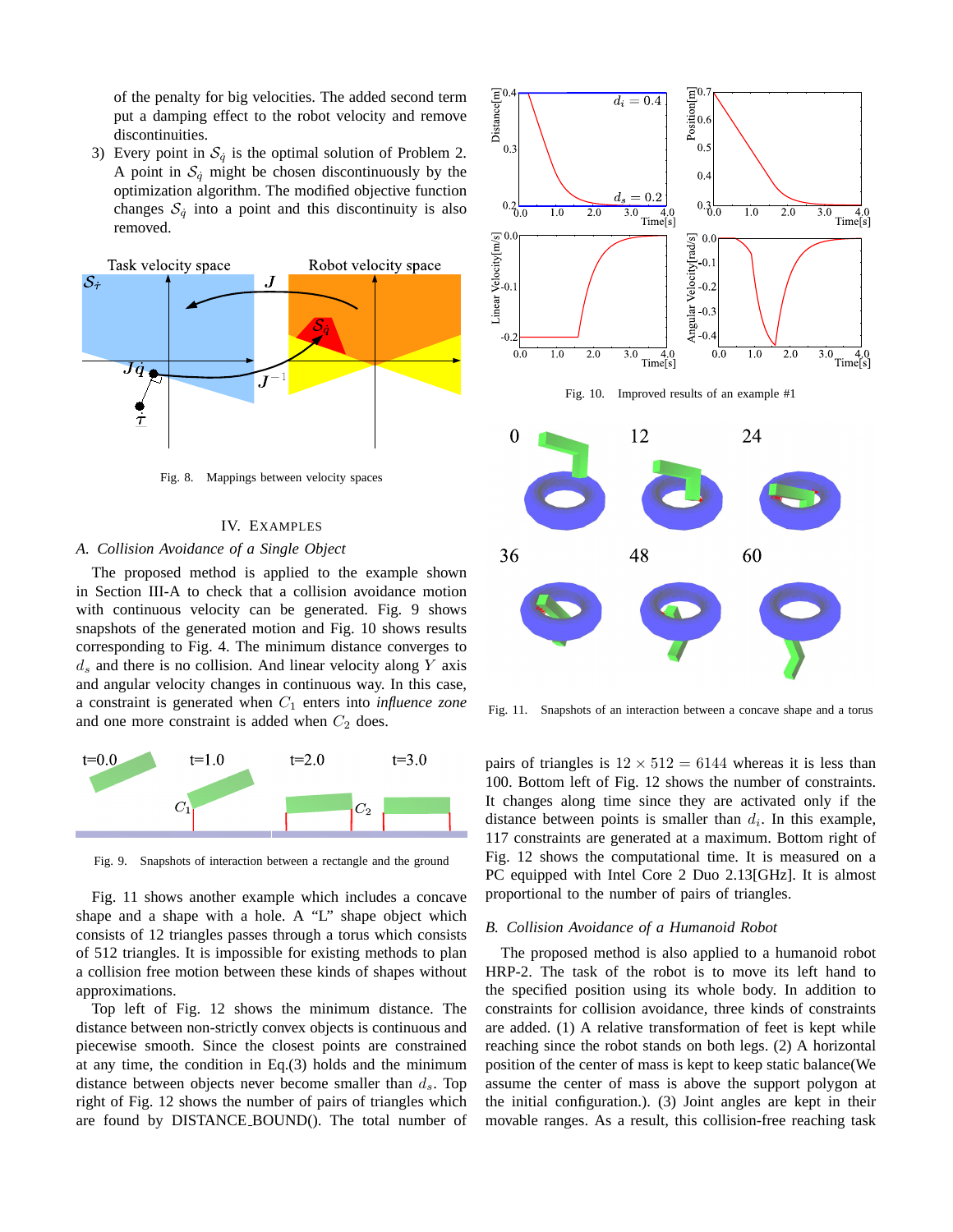of the penalty for big velocities. The added second term put a damping effect to the robot velocity and remove discontinuities.

3) Every point in $\mathcal{S}_{\dot{q}}$ is the optimal solution of Problem 2. A point in $\mathcal{S}_{\dot{q}}$ might be chosen discontinuously by the optimization algorithm. The modified objective function changes $\mathcal{S}_{\dot{q}}$ into a point and this discontinuity is also removed.

Fig. 8. Mappings between velocity spaces

## IV. Examples

### A. Collision Avoidance of a Single Object

The proposed method is applied to the example shown in Section III-A to check that a collision avoidance motion with continuous velocity can be generated. Fig. 9 shows snapshots of the generated motion and Fig. 10 shows results corresponding to Fig. 4. The minimum distance converges to $d_s$ and there is no collision. And linear velocity along $Y$ axis and angular velocity changes in continuous way. In this case, a constraint is generated when $C_1$ enters into *influence zone* and one more constraint is added when $C_2$ does.

Fig. 9. Snapshots of interaction between a rectangle and the ground

Fig. 11 shows another example which includes a concave shape and a shape with a hole. A "L" shape object which consists of 12 triangles passes through a torus which consists of 512 triangles. It is impossible for existing methods to plan a collision free motion between these kinds of shapes without approximations.

Top left of Fig. 12 shows the minimum distance. The distance between non-strictly convex objects is continuous and piecewise smooth. Since the closest points are constrained at any time, the condition in Eq.(3) holds and the minimum distance between objects never become smaller than $d_s$. Top right of Fig. 12 shows the number of pairs of triangles which are found by DISTANCE_BOUND(). The total number of pairs of triangles is $12 \times 512 = 6144$ whereas it is less than 100. Bottom left of Fig. 12 shows the number of constraints. It changes along time since they are activated only if the distance between points is smaller than $d_i$. In this example, 117 constraints are generated at a maximum. Bottom right of Fig. 12 shows the computational time. It is measured on a PC equipped with Intel Core 2 Duo 2.13[GHz]. It is almost proportional to the number of pairs of triangles.

Fig. 10. Improved results of an example #1

Fig. 11. Snapshots of an interaction between a concave shape and a torus

### B. Collision Avoidance of a Humanoid Robot

The proposed method is also applied to a humanoid robot HRP-2. The task of the robot is to move its left hand to the specified position using its whole body. In addition to constraints for collision avoidance, three kinds of constraints are added. (1) A relative transformation of feet is kept while reaching since the robot stands on both legs. (2) A horizontal position of the center of mass is kept to keep static balance(We assume the center of mass is above the support polygon at the initial configuration.). (3) Joint angles are kept in their movable ranges. As a result, this collision-free reaching task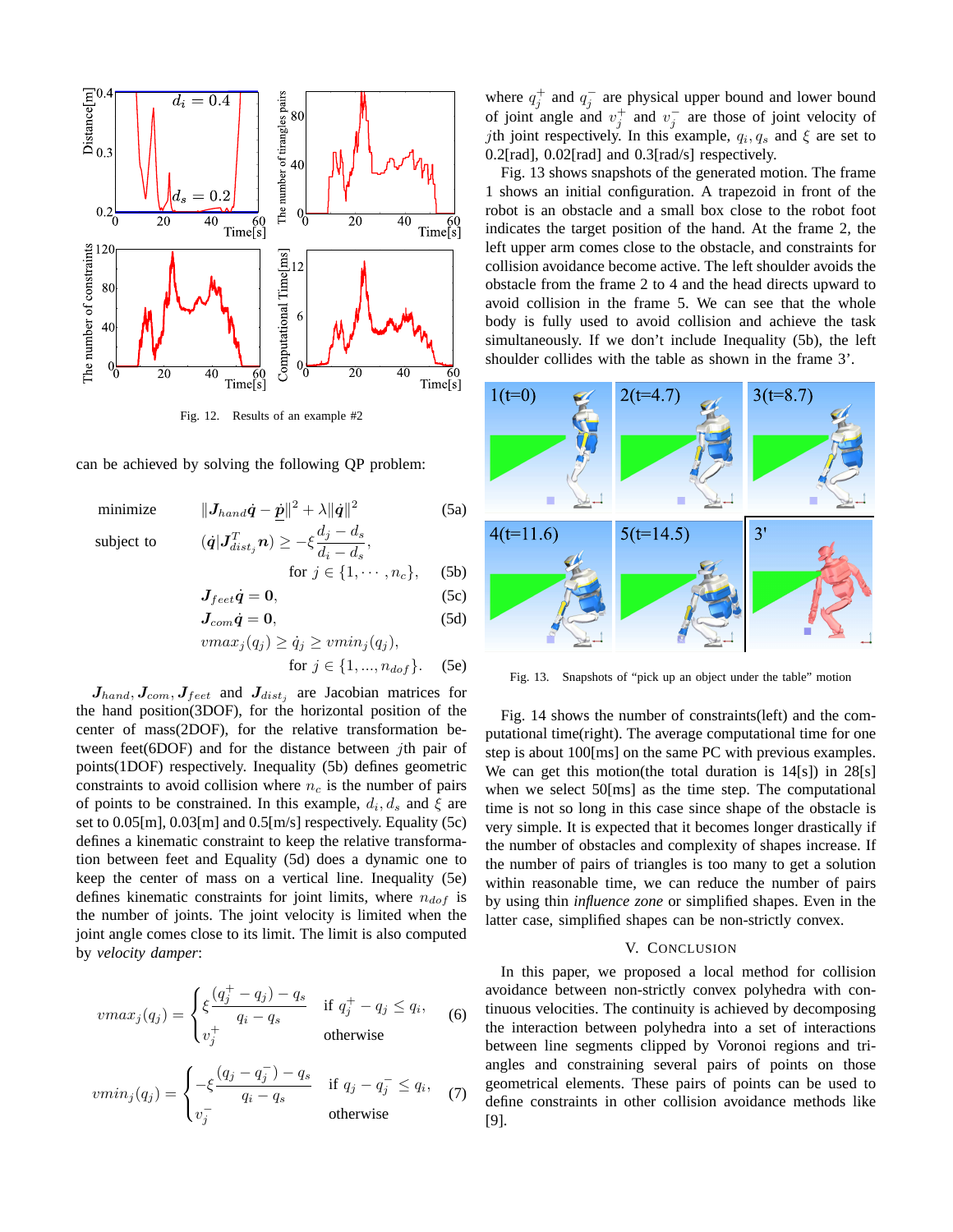Fig. 12. Results of an example #2

can be achieved by solving the following QP problem:

$$
\begin{aligned}
\text{minimize} \quad & \|\boldsymbol{J}_{hand}\dot{\boldsymbol{q}} - \dot{\boldsymbol{p}}\|^2 + \lambda\|\dot{\boldsymbol{q}}\|^2 && \text{(5a)}\\
\text{subject to} \quad & (\dot{\boldsymbol{q}}|\boldsymbol{J}_{dist_j}^T\boldsymbol{n}) \geq -\xi\frac{d_j - d_s}{d_i - d_s}, \\
& \qquad \text{for } j \in \{1, \cdots, n_c\}, && \text{(5b)}\\
& \boldsymbol{J}_{feet}\dot{\boldsymbol{q}} = \boldsymbol{0}, && \text{(5c)}\\
& \boldsymbol{J}_{com}\dot{\boldsymbol{q}} = \boldsymbol{0}, && \text{(5d)}\\
& vmax_j(q_j) \geq \dot{q}_j \geq vmin_j(q_j), \\
& \qquad \text{for } j \in \{1, ..., n_{dof}\}. && \text{(5e)}
\end{aligned}
$$

$\boldsymbol{J}_{hand}, \boldsymbol{J}_{com}, \boldsymbol{J}_{feet}$ and $\boldsymbol{J}_{dist_j}$ are Jacobian matrices for the hand position(3DOF), for the horizontal position of the center of mass(2DOF), for the relative transformation between feet(6DOF) and for the distance between $j$th pair of points(1DOF) respectively. Inequality (5b) defines geometric constraints to avoid collision where $n_c$ is the number of pairs of points to be constrained. In this example, $d_i, d_s$ and $\xi$ are set to 0.05[m], 0.03[m] and 0.5[m/s] respectively. Equality (5c) defines a kinematic constraint to keep the relative transformation between feet and Equality (5d) does a dynamic one to keep the center of mass on a vertical line. Inequality (5e) defines kinematic constraints for joint limits, where $n_{dof}$ is the number of joints. The joint velocity is limited when the joint angle comes close to its limit. The limit is also computed by *velocity damper*:

$$
vmax_j(q_j) = \begin{cases} \xi\dfrac{(q_j^+ - q_j) - q_s}{q_i - q_s} & \text{if } q_j^+ - q_j \leq q_i, \\ v_j^+ & \text{otherwise} \end{cases} \qquad (6)
$$

$$
vmin_j(q_j) = \begin{cases} -\xi\dfrac{(q_j - q_j^-) - q_s}{q_i - q_s} & \text{if } q_j - q_j^- \leq q_i, \\ v_j^- & \text{otherwise} \end{cases} \qquad (7)
$$

where $q_j^+$ and $q_j^-$ are physical upper bound and lower bound of joint angle and $v_j^+$ and $v_j^-$ are those of joint velocity of $j$th joint respectively. In this example, $q_i, q_s$ and $\xi$ are set to 0.2[rad], 0.02[rad] and 0.3[rad/s] respectively.

Fig. 13 shows snapshots of the generated motion. The frame 1 shows an initial configuration. A trapezoid in front of the robot is an obstacle and a small box close to the robot foot indicates the target position of the hand. At the frame 2, the left upper arm comes close to the obstacle, and constraints for collision avoidance become active. The left shoulder avoids the obstacle from the frame 2 to 4 and the head directs upward to avoid collision in the frame 5. We can see that the whole body is fully used to avoid collision and achieve the task simultaneously. If we don't include Inequality (5b), the left shoulder collides with the table as shown in the frame 3'.

Fig. 13. Snapshots of "pick up an object under the table" motion

Fig. 14 shows the number of constraints(left) and the computational time(right). The average computational time for one step is about 100[ms] on the same PC with previous examples. We can get this motion(the total duration is 14[s]) in 28[s] when we select 50[ms] as the time step. The computational time is not so long in this case since shape of the obstacle is very simple. It is expected that it becomes longer drastically if the number of obstacles and complexity of shapes increase. If the number of pairs of triangles is too many to get a solution within reasonable time, we can reduce the number of pairs by using thin *influence zone* or simplified shapes. Even in the latter case, simplified shapes can be non-strictly convex.

## V. Conclusion

In this paper, we proposed a local method for collision avoidance between non-strictly convex polyhedra with continuous velocities. The continuity is achieved by decomposing the interaction between polyhedra into a set of interactions between line segments clipped by Voronoi regions and triangles and constraining several pairs of points on those geometrical elements. These pairs of points can be used to define constraints in other collision avoidance methods like [9].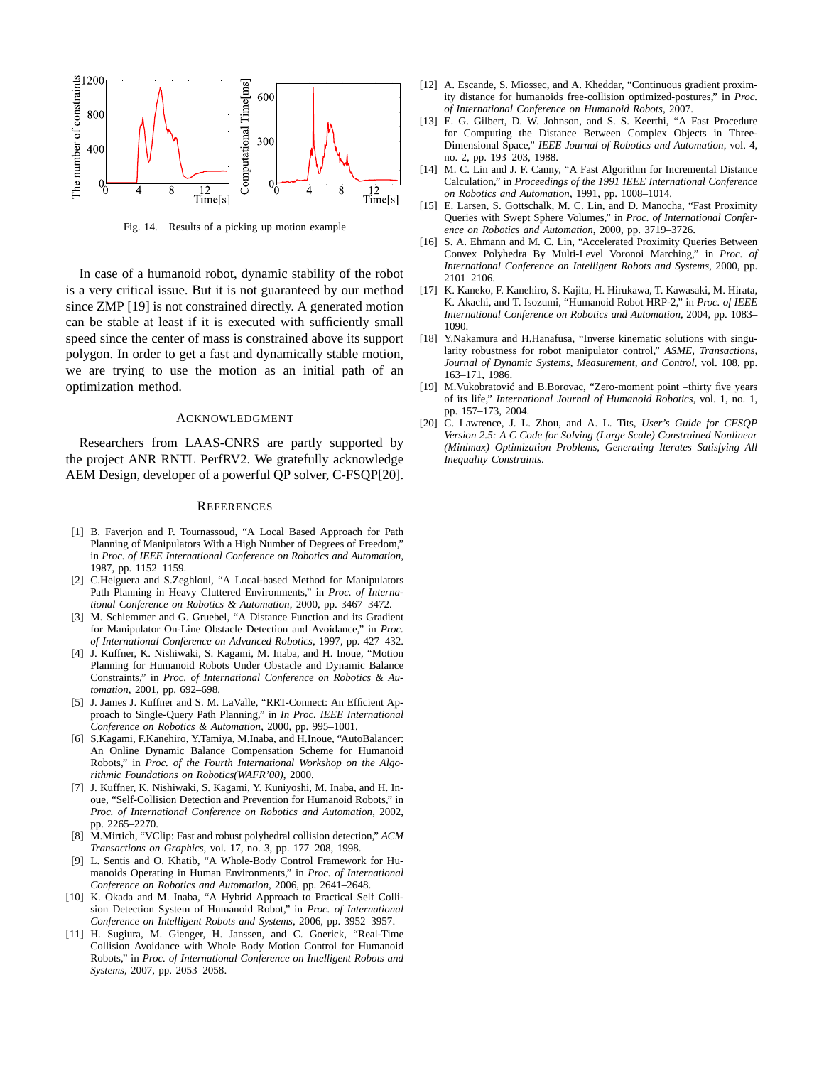The number of constraints
1200
800
400
0
0 4 8 12
Time[s]

Computational Time[ms]
600
300
0
0 4 8 12
Time[s]

Fig. 14. Results of a picking up motion example

In case of a humanoid robot, dynamic stability of the robot is a very critical issue. But it is not guaranteed by our method since ZMP [19] is not constrained directly. A generated motion can be stable at least if it is executed with sufficiently small speed since the center of mass is constrained above its support polygon. In order to get a fast and dynamically stable motion, we are trying to use the motion as an initial path of an optimization method.

## ACKNOWLEDGMENT

Researchers from LAAS-CNRS are partly supported by the project ANR RNTL PerfRV2. We gratefully acknowledge AEM Design, developer of a powerful QP solver, C-FSQP[20].

## REFERENCES

[1] B. Faverjon and P. Tournassoud, "A Local Based Approach for Path Planning of Manipulators With a High Number of Degrees of Freedom," in *Proc. of IEEE International Conference on Robotics and Automation*, 1987, pp. 1152–1159.

[2] C.Helguera and S.Zeghloul, "A Local-based Method for Manipulators Path Planning in Heavy Cluttered Environments," in *Proc. of International Conference on Robotics & Automation*, 2000, pp. 3467–3472.

[3] M. Schlemmer and G. Gruebel, "A Distance Function and its Gradient for Manipulator On-Line Obstacle Detection and Avoidance," in *Proc. of International Conference on Advanced Robotics*, 1997, pp. 427–432.

[4] J. Kuffner, K. Nishiwaki, S. Kagami, M. Inaba, and H. Inoue, "Motion Planning for Humanoid Robots Under Obstacle and Dynamic Balance Constraints," in *Proc. of International Conference on Robotics & Automation*, 2001, pp. 692–698.

[5] J. James J. Kuffner and S. M. LaValle, "RRT-Connect: An Efficient Approach to Single-Query Path Planning," in *In Proc. IEEE International Conference on Robotics & Automation*, 2000, pp. 995–1001.

[6] S.Kagami, F.Kanehiro, Y.Tamiya, M.Inaba, and H.Inoue, "AutoBalancer: An Online Dynamic Balance Compensation Scheme for Humanoid Robots," in *Proc. of the Fourth International Workshop on the Algorithmic Foundations on Robotics(WAFR'00)*, 2000.

[7] J. Kuffner, K. Nishiwaki, S. Kagami, Y. Kuniyoshi, M. Inaba, and H. Inoue, "Self-Collision Detection and Prevention for Humanoid Robots," in *Proc. of International Conference on Robotics and Automation*, 2002, pp. 2265–2270.

[8] M.Mirtich, "VClip: Fast and robust polyhedral collision detection," *ACM Transactions on Graphics*, vol. 17, no. 3, pp. 177–208, 1998.

[9] L. Sentis and O. Khatib, "A Whole-Body Control Framework for Humanoids Operating in Human Environments," in *Proc. of International Conference on Robotics and Automation*, 2006, pp. 2641–2648.

[10] K. Okada and M. Inaba, "A Hybrid Approach to Practical Self Collision Detection System of Humanoid Robot," in *Proc. of International Conference on Intelligent Robots and Systems*, 2006, pp. 3952–3957.

[11] H. Sugiura, M. Gienger, H. Janssen, and C. Goerick, "Real-Time Collision Avoidance with Whole Body Motion Control for Humanoid Robots," in *Proc. of International Conference on Intelligent Robots and Systems*, 2007, pp. 2053–2058.

[12] A. Escande, S. Miossec, and A. Kheddar, "Continuous gradient proximity distance for humanoids free-collision optimized-postures," in *Proc. of International Conference on Humanoid Robots*, 2007.

[13] E. G. Gilbert, D. W. Johnson, and S. S. Keerthi, "A Fast Procedure for Computing the Distance Between Complex Objects in Three-Dimensional Space," *IEEE Journal of Robotics and Automation*, vol. 4, no. 2, pp. 193–203, 1988.

[14] M. C. Lin and J. F. Canny, "A Fast Algorithm for Incremental Distance Calculation," in *Proceedings of the 1991 IEEE International Conference on Robotics and Automation*, 1991, pp. 1008–1014.

[15] E. Larsen, S. Gottschalk, M. C. Lin, and D. Manocha, "Fast Proximity Queries with Swept Sphere Volumes," in *Proc. of International Conference on Robotics and Automation*, 2000, pp. 3719–3726.

[16] S. A. Ehmann and M. C. Lin, "Accelerated Proximity Queries Between Convex Polyhedra By Multi-Level Voronoi Marching," in *Proc. of International Conference on Intelligent Robots and Systems*, 2000, pp. 2101–2106.

[17] K. Kaneko, F. Kanehiro, S. Kajita, H. Hirukawa, T. Kawasaki, M. Hirata, K. Akachi, and T. Isozumi, "Humanoid Robot HRP-2," in *Proc. of IEEE International Conference on Robotics and Automation*, 2004, pp. 1083–1090.

[18] Y.Nakamura and H.Hanafusa, "Inverse kinematic solutions with singularity robustness for robot manipulator control," *ASME, Transactions, Journal of Dynamic Systems, Measurement, and Control*, vol. 108, pp. 163–171, 1986.

[19] M.Vukobratović and B.Borovac, "Zero-moment point –thirty five years of its life," *International Journal of Humanoid Robotics*, vol. 1, no. 1, pp. 157–173, 2004.

[20] C. Lawrence, J. L. Zhou, and A. L. Tits, *User's Guide for CFSQP Version 2.5: A C Code for Solving (Large Scale) Constrained Nonlinear (Minimax) Optimization Problems, Generating Iterates Satisfying All Inequality Constraints*.